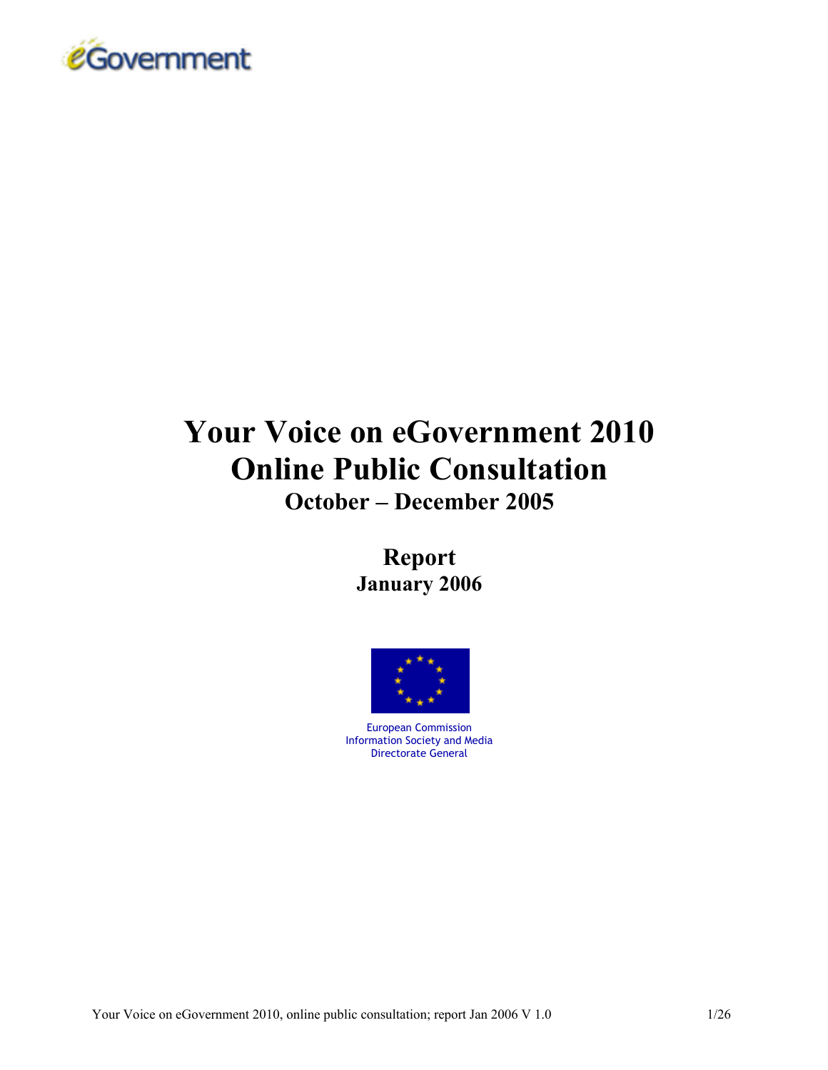eGovernment

# Your Voice on eGovernment 2010 Online Public Consultation

## October – December 2005

## Report

## January 2006

European Commission
Information Society and Media
Directorate General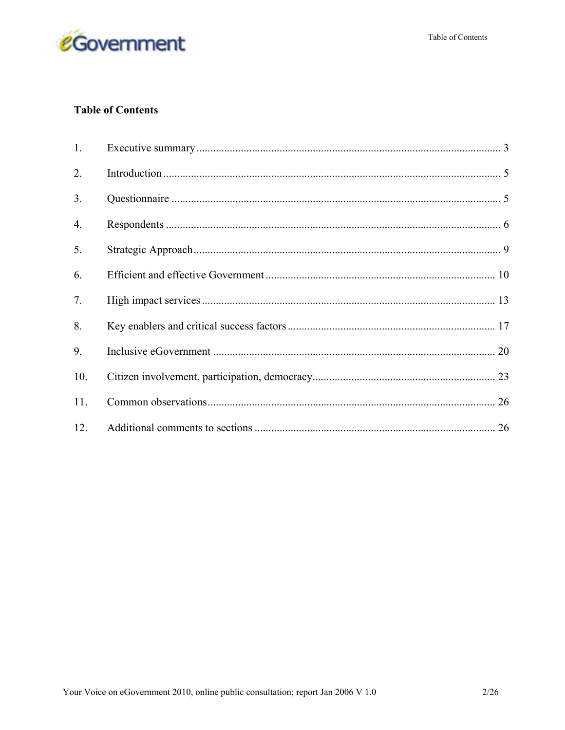## Table of Contents

1. Executive summary ........................................................................................................ 3
2. Introduction ................................................................................................................... 5
3. Questionnaire ................................................................................................................ 5
4. Respondents .................................................................................................................. 6
5. Strategic Approach ........................................................................................................ 9
6. Efficient and effective Government .............................................................................. 10
7. High impact services ..................................................................................................... 13
8. Key enablers and critical success factors ...................................................................... 17
9. Inclusive eGovernment .................................................................................................. 20
10. Citizen involvement, participation, democracy ............................................................. 23
11. Common observations .................................................................................................. 26
12. Additional comments to sections .................................................................................. 26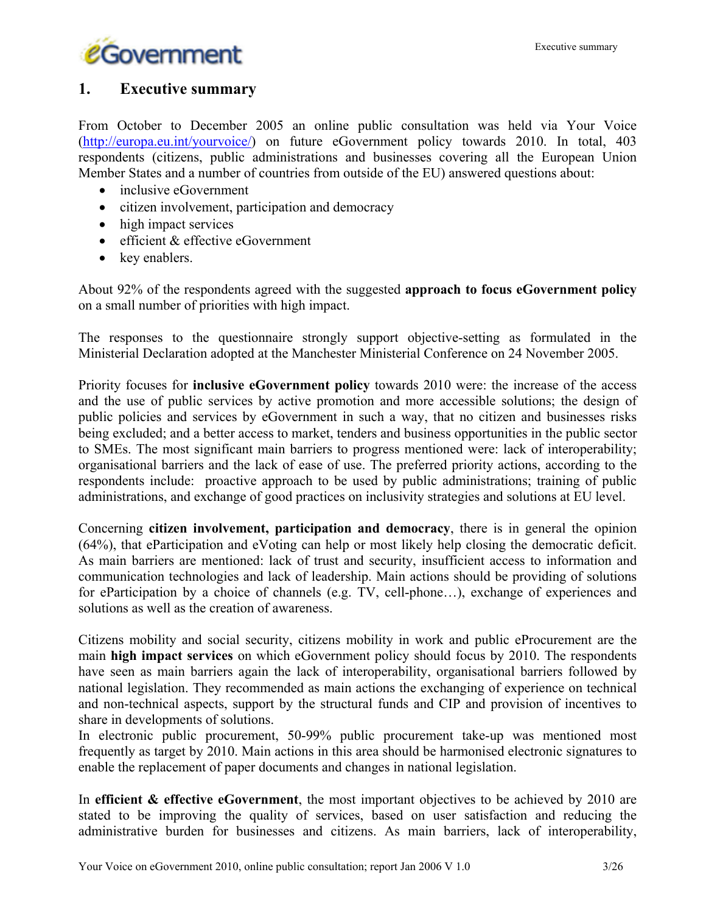# 1. Executive summary

From October to December 2005 an online public consultation was held via Your Voice (http://europa.eu.int/yourvoice/) on future eGovernment policy towards 2010. In total, 403 respondents (citizens, public administrations and businesses covering all the European Union Member States and a number of countries from outside of the EU) answered questions about:

- inclusive eGovernment
- citizen involvement, participation and democracy
- high impact services
- efficient & effective eGovernment
- key enablers.

About 92% of the respondents agreed with the suggested **approach to focus eGovernment policy** on a small number of priorities with high impact.

The responses to the questionnaire strongly support objective-setting as formulated in the Ministerial Declaration adopted at the Manchester Ministerial Conference on 24 November 2005.

Priority focuses for **inclusive eGovernment policy** towards 2010 were: the increase of the access and the use of public services by active promotion and more accessible solutions; the design of public policies and services by eGovernment in such a way, that no citizen and businesses risks being excluded; and a better access to market, tenders and business opportunities in the public sector to SMEs. The most significant main barriers to progress mentioned were: lack of interoperability; organisational barriers and the lack of ease of use. The preferred priority actions, according to the respondents include: proactive approach to be used by public administrations; training of public administrations, and exchange of good practices on inclusivity strategies and solutions at EU level.

Concerning **citizen involvement, participation and democracy**, there is in general the opinion (64%), that eParticipation and eVoting can help or most likely help closing the democratic deficit. As main barriers are mentioned: lack of trust and security, insufficient access to information and communication technologies and lack of leadership. Main actions should be providing of solutions for eParticipation by a choice of channels (e.g. TV, cell-phone…), exchange of experiences and solutions as well as the creation of awareness.

Citizens mobility and social security, citizens mobility in work and public eProcurement are the main **high impact services** on which eGovernment policy should focus by 2010. The respondents have seen as main barriers again the lack of interoperability, organisational barriers followed by national legislation. They recommended as main actions the exchanging of experience on technical and non-technical aspects, support by the structural funds and CIP and provision of incentives to share in developments of solutions.
In electronic public procurement, 50-99% public procurement take-up was mentioned most frequently as target by 2010. Main actions in this area should be harmonised electronic signatures to enable the replacement of paper documents and changes in national legislation.

In **efficient & effective eGovernment**, the most important objectives to be achieved by 2010 are stated to be improving the quality of services, based on user satisfaction and reducing the administrative burden for businesses and citizens. As main barriers, lack of interoperability,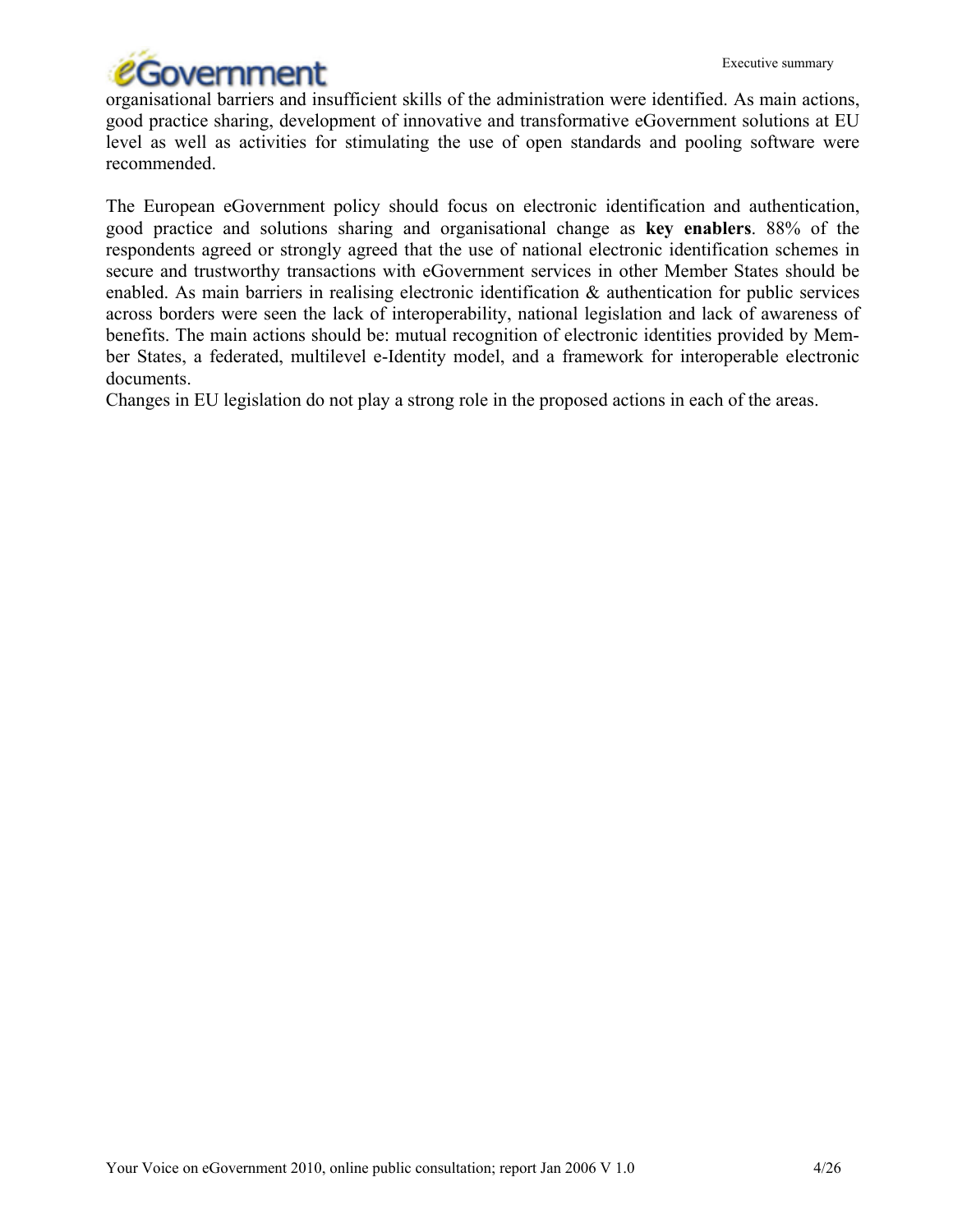organisational barriers and insufficient skills of the administration were identified. As main actions, good practice sharing, development of innovative and transformative eGovernment solutions at EU level as well as activities for stimulating the use of open standards and pooling software were recommended.

The European eGovernment policy should focus on electronic identification and authentication, good practice and solutions sharing and organisational change as **key enablers**. 88% of the respondents agreed or strongly agreed that the use of national electronic identification schemes in secure and trustworthy transactions with eGovernment services in other Member States should be enabled. As main barriers in realising electronic identification & authentication for public services across borders were seen the lack of interoperability, national legislation and lack of awareness of benefits. The main actions should be: mutual recognition of electronic identities provided by Member States, a federated, multilevel e-Identity model, and a framework for interoperable electronic documents.

Changes in EU legislation do not play a strong role in the proposed actions in each of the areas.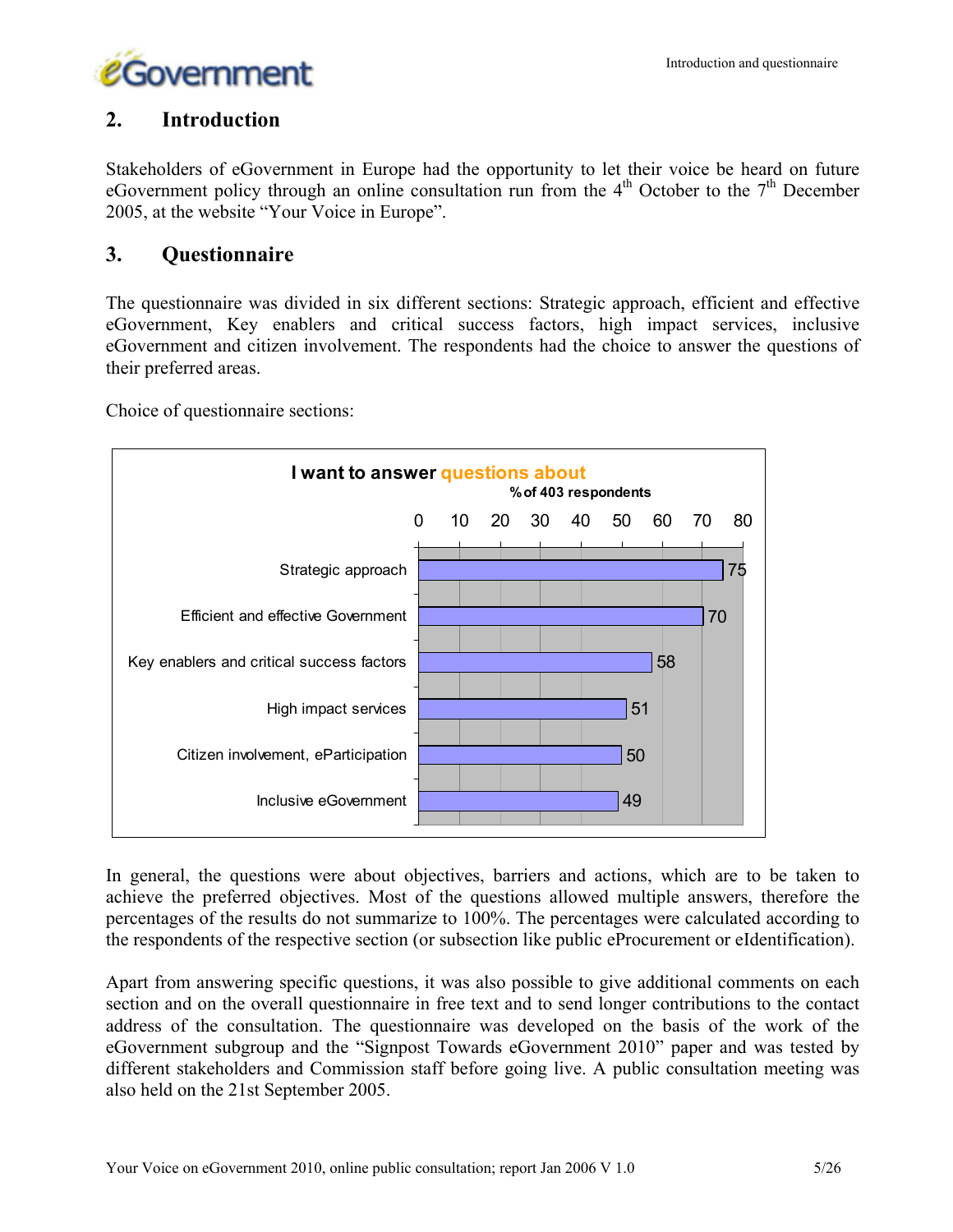## 2. Introduction

Stakeholders of eGovernment in Europe had the opportunity to let their voice be heard on future eGovernment policy through an online consultation run from the 4th October to the 7th December 2005, at the website "Your Voice in Europe".

## 3. Questionnaire

The questionnaire was divided in six different sections: Strategic approach, efficient and effective eGovernment, Key enablers and critical success factors, high impact services, inclusive eGovernment and citizen involvement. The respondents had the choice to answer the questions of their preferred areas.

Choice of questionnaire sections:

**I want to answer questions about**

% of 403 respondents

| Section | % |
|---|---|
| Strategic approach | 75 |
| Efficient and effective Government | 70 |
| Key enablers and critical success factors | 58 |
| High impact services | 51 |
| Citizen involvement, eParticipation | 50 |
| Inclusive eGovernment | 49 |

In general, the questions were about objectives, barriers and actions, which are to be taken to achieve the preferred objectives. Most of the questions allowed multiple answers, therefore the percentages of the results do not summarize to 100%. The percentages were calculated according to the respondents of the respective section (or subsection like public eProcurement or eIdentification).

Apart from answering specific questions, it was also possible to give additional comments on each section and on the overall questionnaire in free text and to send longer contributions to the contact address of the consultation. The questionnaire was developed on the basis of the work of the eGovernment subgroup and the "Signpost Towards eGovernment 2010" paper and was tested by different stakeholders and Commission staff before going live. A public consultation meeting was also held on the 21st September 2005.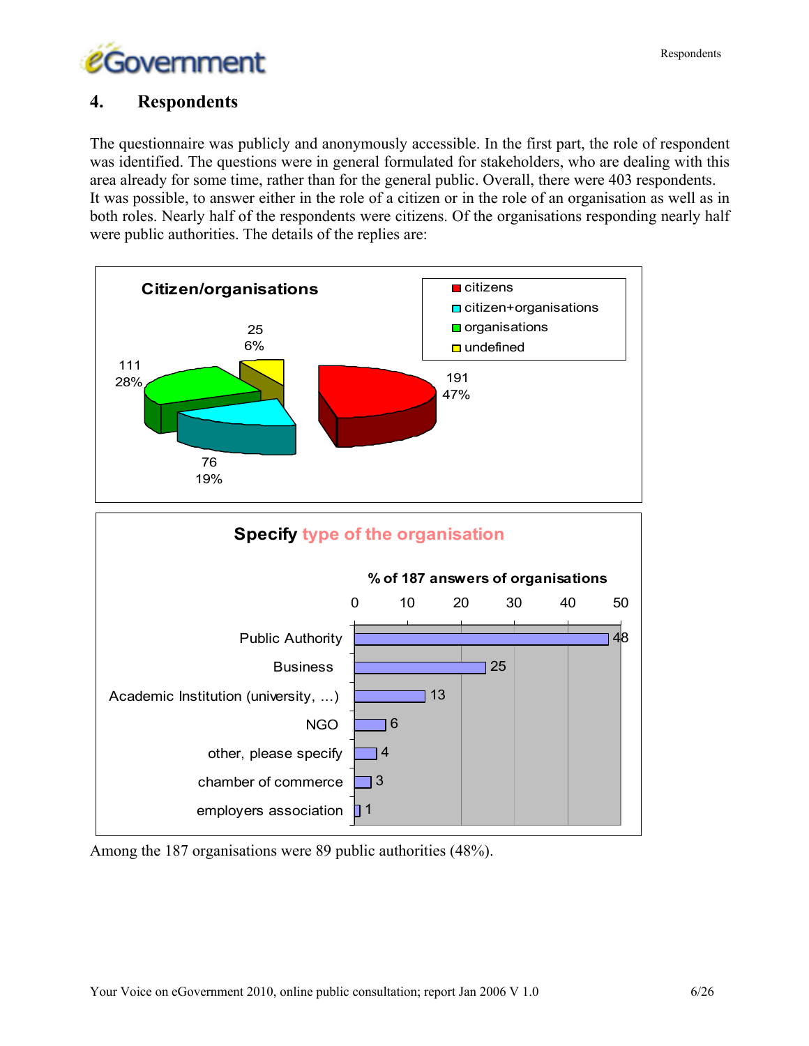## 4. Respondents

The questionnaire was publicly and anonymously accessible. In the first part, the role of respondent was identified. The questions were in general formulated for stakeholders, who are dealing with this area already for some time, rather than for the general public. Overall, there were 403 respondents. It was possible, to answer either in the role of a citizen or in the role of an organisation as well as in both roles. Nearly half of the respondents were citizens. Of the organisations responding nearly half were public authorities. The details of the replies are:

**Citizen/organisations**

| Category | Number | % |
|---|---|---|
| citizens | 191 | 47% |
| citizen+organisations | 76 | 19% |
| organisations | 111 | 28% |
| undefined | 25 | 6% |

**Specify type of the organisation**

% of 187 answers of organisations

| Type | % |
|---|---|
| Public Authority | 48 |
| Business | 25 |
| Academic Institution (university, ...) | 13 |
| NGO | 6 |
| other, please specify | 4 |
| chamber of commerce | 3 |
| employers association | 1 |

Among the 187 organisations were 89 public authorities (48%).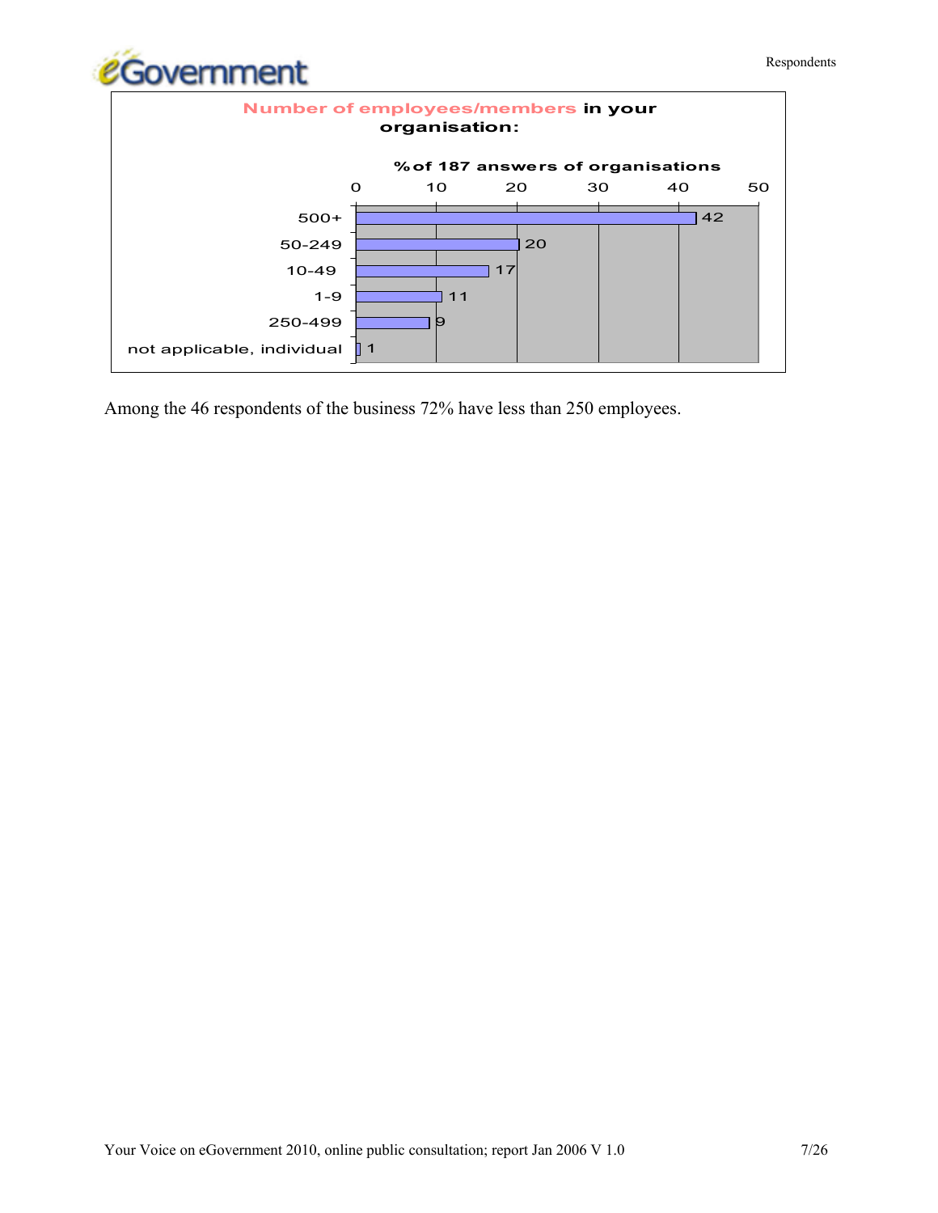**Number of employees/members in your organisation:**

% of 187 answers of organisations

| Number of employees/members | % |
|---|---|
| 500+ | 42 |
| 50-249 | 20 |
| 10-49 | 17 |
| 1-9 | 11 |
| 250-499 | 9 |
| not applicable, individual | 1 |

Among the 46 respondents of the business 72% have less than 250 employees.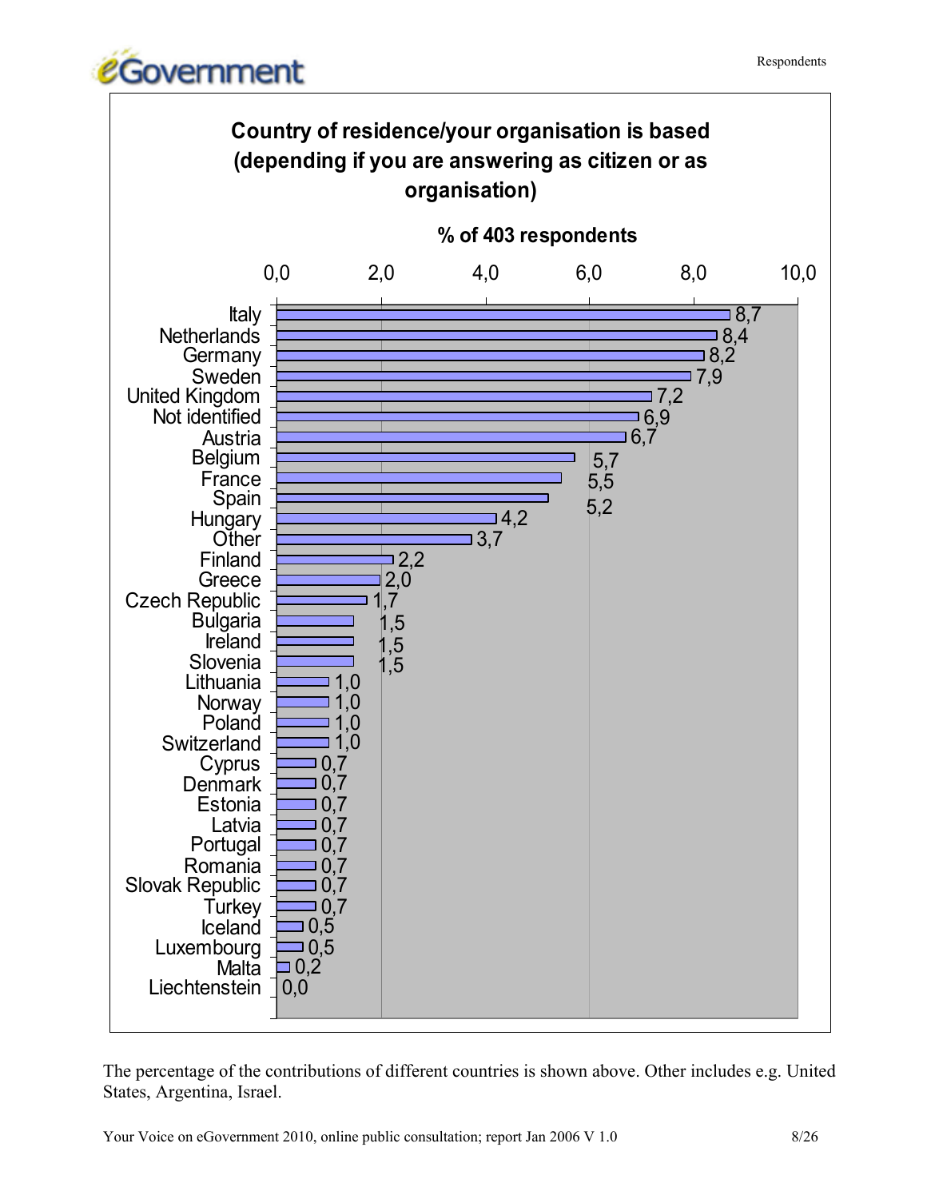**Country of residence/your organisation is based (depending if you are answering as citizen or as organisation)**

**% of 403 respondents**

| Country | % |
|---|---|
| Italy | 8,7 |
| Netherlands | 8,4 |
| Germany | 8,2 |
| Sweden | 7,9 |
| United Kingdom | 7,2 |
| Not identified | 6,9 |
| Austria | 6,7 |
| Belgium | 5,7 |
| France | 5,5 |
| Spain | 5,2 |
| Hungary | 4,2 |
| Other | 3,7 |
| Finland | 2,2 |
| Greece | 2,0 |
| Czech Republic | 1,7 |
| Bulgaria | 1,5 |
| Ireland | 1,5 |
| Slovenia | 1,5 |
| Lithuania | 1,0 |
| Norway | 1,0 |
| Poland | 1,0 |
| Switzerland | 1,0 |
| Cyprus | 0,7 |
| Denmark | 0,7 |
| Estonia | 0,7 |
| Latvia | 0,7 |
| Portugal | 0,7 |
| Romania | 0,7 |
| Slovak Republic | 0,7 |
| Turkey | 0,7 |
| Iceland | 0,5 |
| Luxembourg | 0,5 |
| Malta | 0,2 |
| Liechtenstein | 0,0 |

The percentage of the contributions of different countries is shown above. Other includes e.g. United States, Argentina, Israel.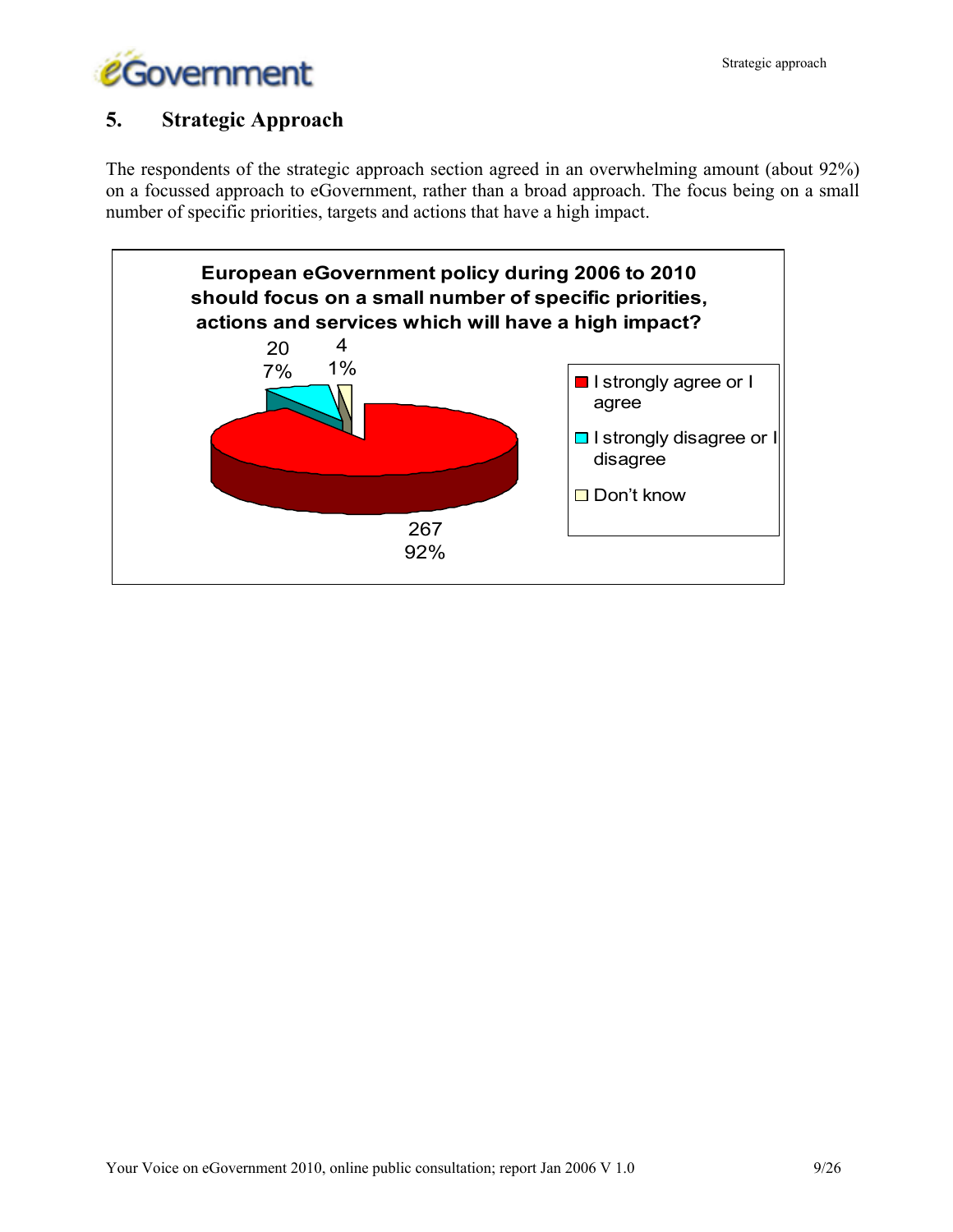## 5. Strategic Approach

The respondents of the strategic approach section agreed in an overwhelming amount (about 92%) on a focussed approach to eGovernment, rather than a broad approach. The focus being on a small number of specific priorities, targets and actions that have a high impact.

**European eGovernment policy during 2006 to 2010 should focus on a small number of specific priorities, actions and services which will have a high impact?**

| Response | Count | Percentage |
| --- | --- | --- |
| I strongly agree or I agree | 267 | 92% |
| I strongly disagree or I disagree | 20 | 7% |
| Don't know | 4 | 1% |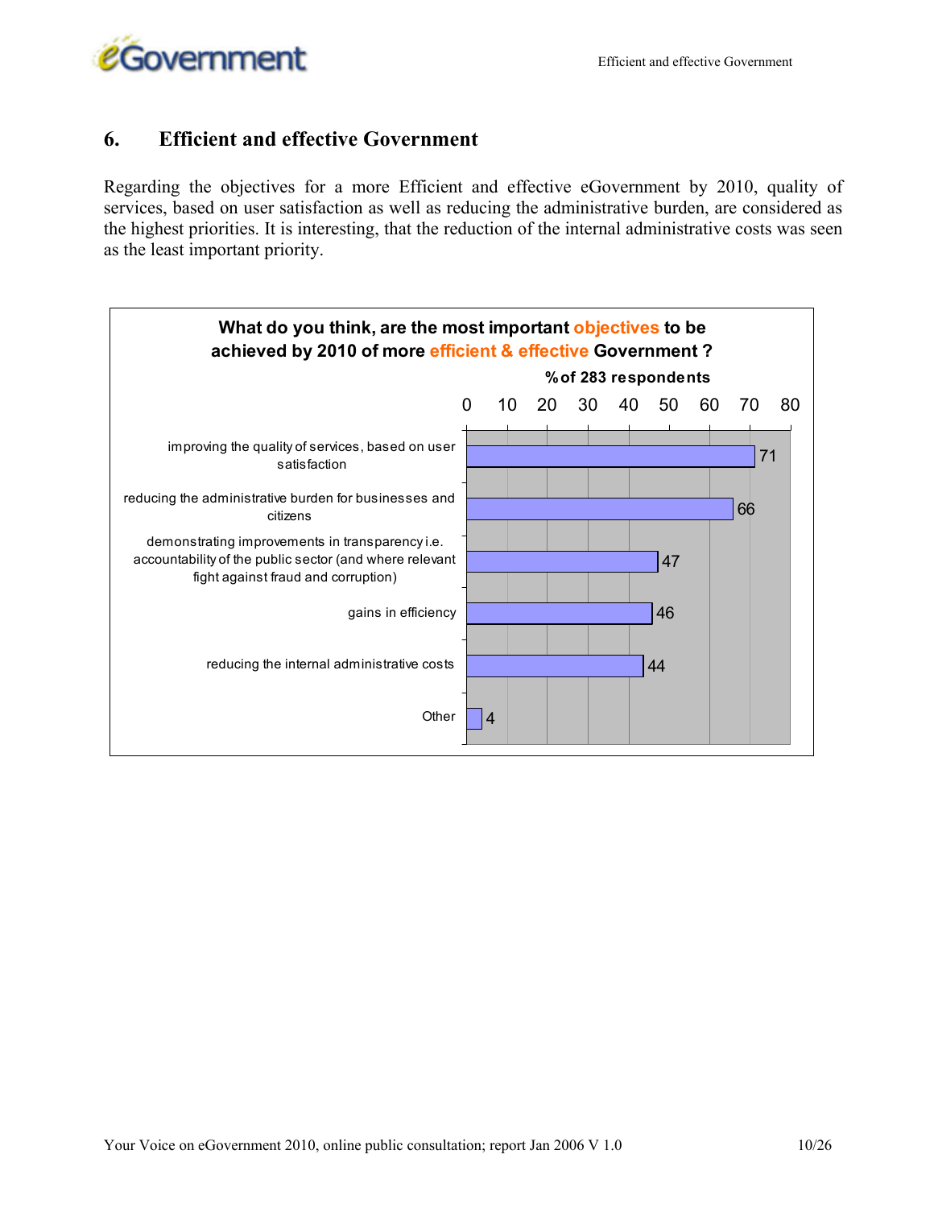## 6. Efficient and effective Government

Regarding the objectives for a more Efficient and effective eGovernment by 2010, quality of services, based on user satisfaction as well as reducing the administrative burden, are considered as the highest priorities. It is interesting, that the reduction of the internal administrative costs was seen as the least important priority.

**What do you think, are the most important objectives to be achieved by 2010 of more efficient & effective Government ?**

% of 283 respondents

| Objective | % |
|---|---|
| improving the quality of services, based on user satisfaction | 71 |
| reducing the administrative burden for businesses and citizens | 66 |
| demonstrating improvements in transparency i.e. accountability of the public sector (and where relevant fight against fraud and corruption) | 47 |
| gains in efficiency | 46 |
| reducing the internal administrative costs | 44 |
| Other | 4 |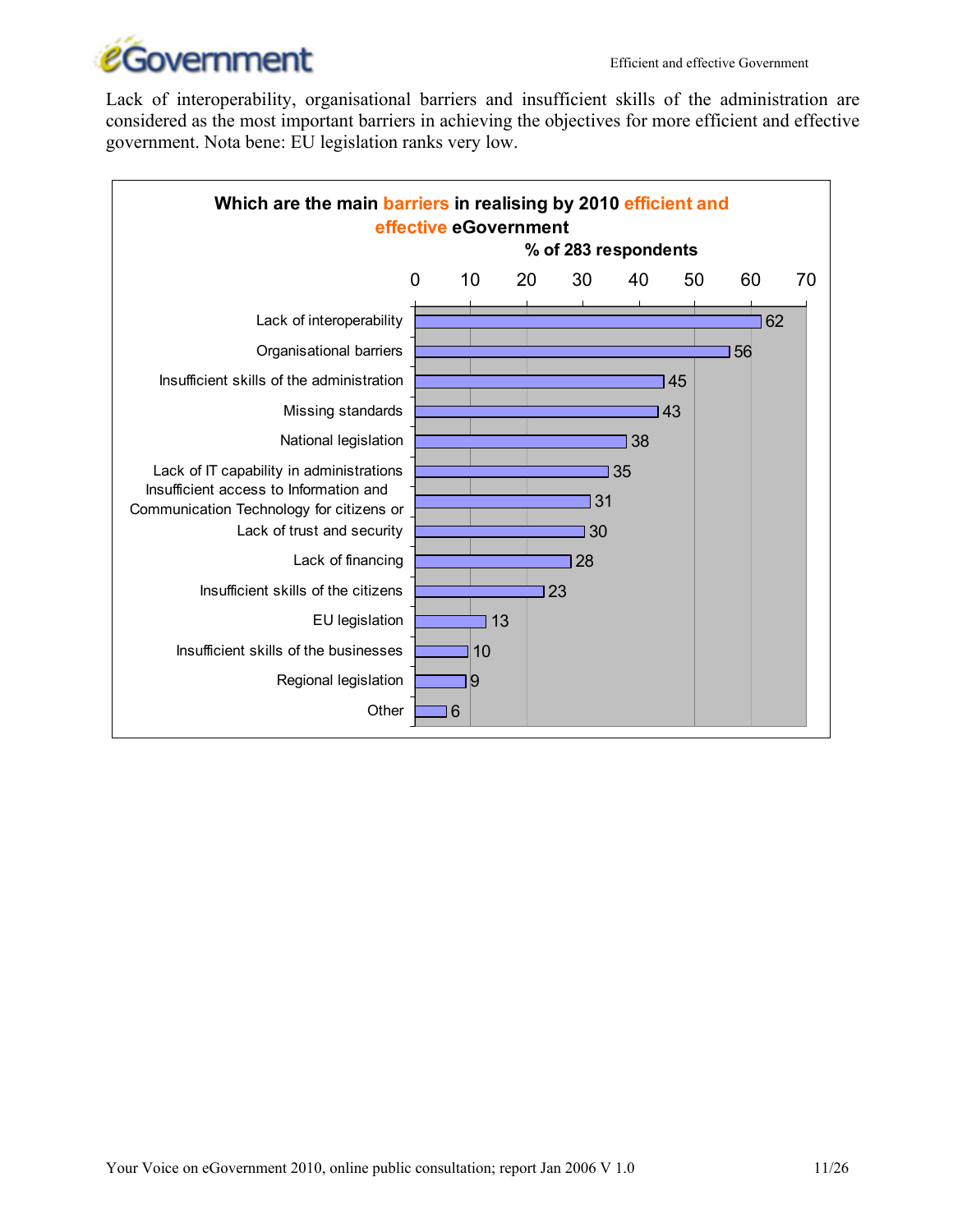Lack of interoperability, organisational barriers and insufficient skills of the administration are considered as the most important barriers in achieving the objectives for more efficient and effective government. Nota bene: EU legislation ranks very low.

**Which are the main barriers in realising by 2010 efficient and effective eGovernment**

**% of 283 respondents**

| Barrier | % |
|---|---|
| Lack of interoperability | 62 |
| Organisational barriers | 56 |
| Insufficient skills of the administration | 45 |
| Missing standards | 43 |
| National legislation | 38 |
| Lack of IT capability in administrations | 35 |
| Insufficient access to Information and Communication Technology for citizens or | 31 |
| Lack of trust and security | 30 |
| Lack of financing | 28 |
| Insufficient skills of the citizens | 23 |
| EU legislation | 13 |
| Insufficient skills of the businesses | 10 |
| Regional legislation | 9 |
| Other | 6 |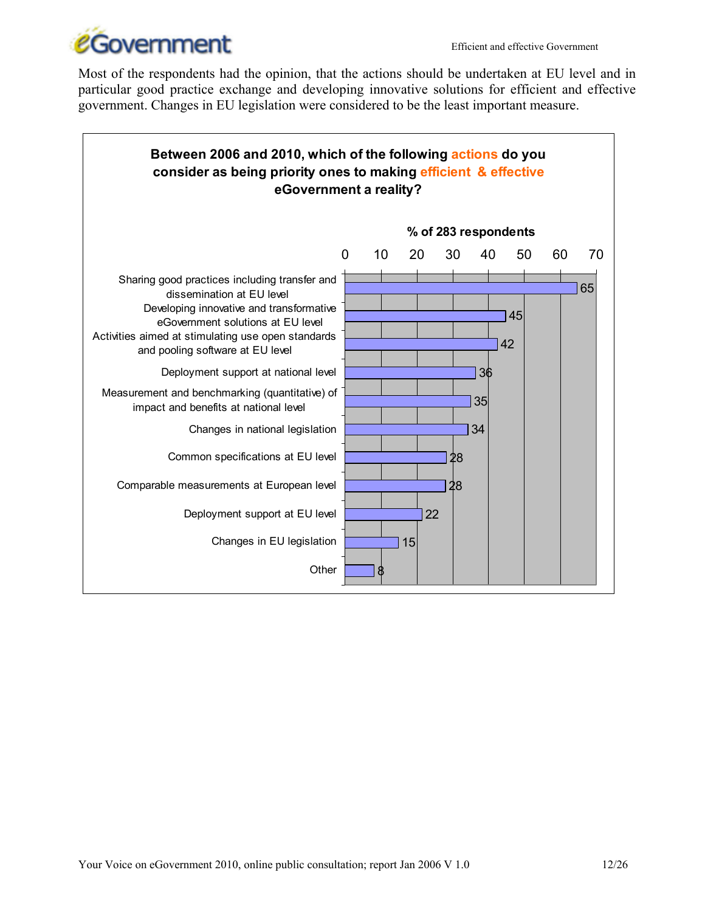Most of the respondents had the opinion, that the actions should be undertaken at EU level and in particular good practice exchange and developing innovative solutions for efficient and effective government. Changes in EU legislation were considered to be the least important measure.

**Between 2006 and 2010, which of the following actions do you consider as being priority ones to making efficient & effective eGovernment a reality?**

% of 283 respondents

| Action | % |
|---|---|
| Sharing good practices including transfer and dissemination at EU level | 65 |
| Developing innovative and transformative eGovernment solutions at EU level | 45 |
| Activities aimed at stimulating use open standards and pooling software at EU level | 42 |
| Deployment support at national level | 36 |
| Measurement and benchmarking (quantitative) of impact and benefits at national level | 35 |
| Changes in national legislation | 34 |
| Common specifications at EU level | 28 |
| Comparable measurements at European level | 28 |
| Deployment support at EU level | 22 |
| Changes in EU legislation | 15 |
| Other | 8 |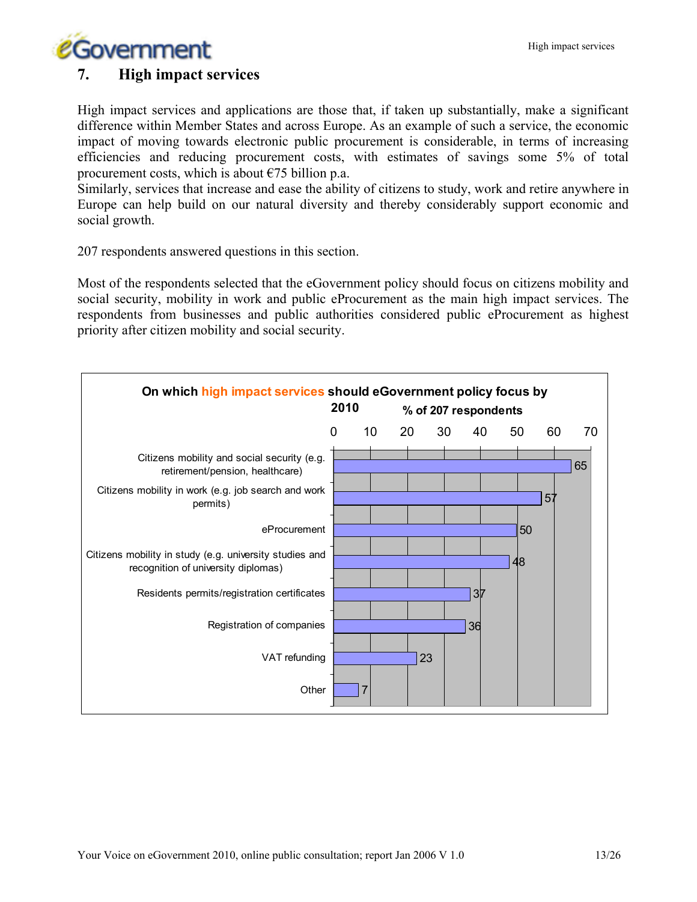## 7. High impact services

High impact services and applications are those that, if taken up substantially, make a significant difference within Member States and across Europe. As an example of such a service, the economic impact of moving towards electronic public procurement is considerable, in terms of increasing efficiencies and reducing procurement costs, with estimates of savings some 5% of total procurement costs, which is about €75 billion p.a.
Similarly, services that increase and ease the ability of citizens to study, work and retire anywhere in Europe can help build on our natural diversity and thereby considerably support economic and social growth.

207 respondents answered questions in this section.

Most of the respondents selected that the eGovernment policy should focus on citizens mobility and social security, mobility in work and public eProcurement as the main high impact services. The respondents from businesses and public authorities considered public eProcurement as highest priority after citizen mobility and social security.

**On which high impact services should eGovernment policy focus by 2010** (% of 207 respondents)

| Service | % of 207 respondents |
|---|---|
| Citizens mobility and social security (e.g. retirement/pension, healthcare) | 65 |
| Citizens mobility in work (e.g. job search and work permits) | 57 |
| eProcurement | 50 |
| Citizens mobility in study (e.g. university studies and recognition of university diplomas) | 48 |
| Residents permits/registration certificates | 37 |
| Registration of companies | 36 |
| VAT refunding | 23 |
| Other | 7 |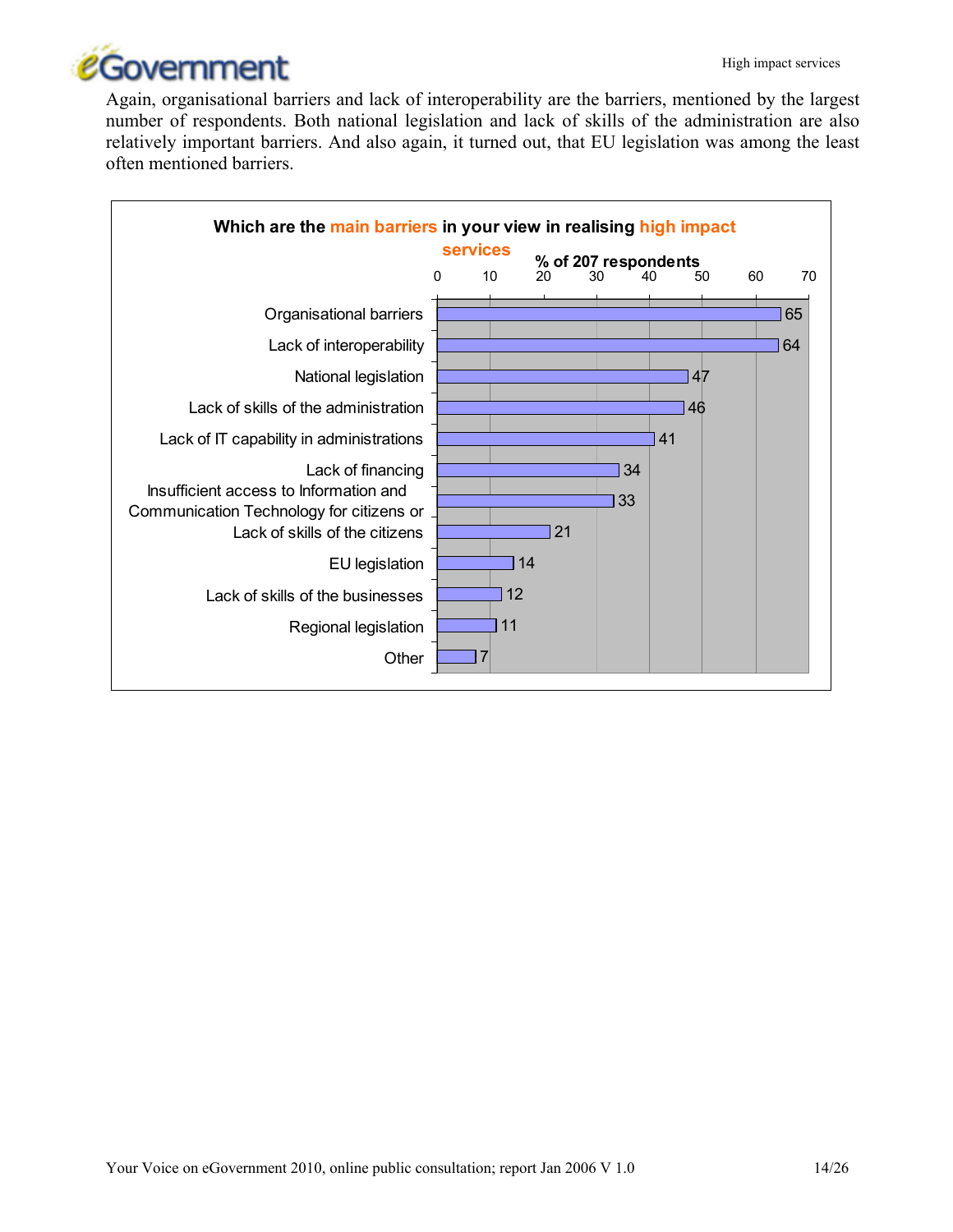Again, organisational barriers and lack of interoperability are the barriers, mentioned by the largest number of respondents. Both national legislation and lack of skills of the administration are also relatively important barriers. And also again, it turned out, that EU legislation was among the least often mentioned barriers.

**Which are the main barriers in your view in realising high impact services**

% of 207 respondents

| Barrier | % |
|---|---|
| Organisational barriers | 65 |
| Lack of interoperability | 64 |
| National legislation | 47 |
| Lack of skills of the administration | 46 |
| Lack of IT capability in administrations | 41 |
| Lack of financing | 34 |
| Insufficient access to Information and Communication Technology for citizens or | 33 |
| Lack of skills of the citizens | 21 |
| EU legislation | 14 |
| Lack of skills of the businesses | 12 |
| Regional legislation | 11 |
| Other | 7 |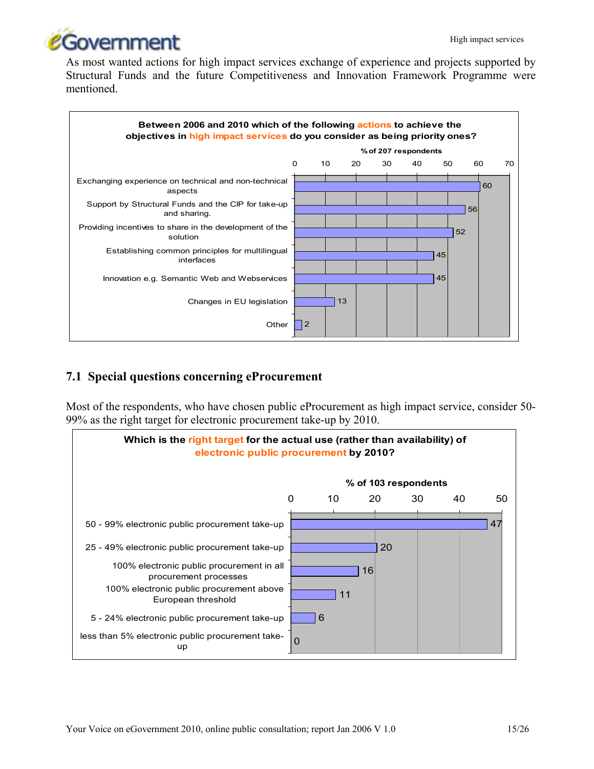As most wanted actions for high impact services exchange of experience and projects supported by Structural Funds and the future Competitiveness and Innovation Framework Programme were mentioned.

**Between 2006 and 2010 which of the following actions to achieve the objectives in high impact services do you consider as being priority ones?**

| Action | % of 207 respondents |
| --- | --- |
| Exchanging experience on technical and non-technical aspects | 60 |
| Support by Structural Funds and the CIP for take-up and sharing. | 56 |
| Providing incentives to share in the development of the solution | 52 |
| Establishing common principles for multilingual interfaces | 45 |
| Innovation e.g. Semantic Web and Webservices | 45 |
| Changes in EU legislation | 13 |
| Other | 2 |

## 7.1 Special questions concerning eProcurement

Most of the respondents, who have chosen public eProcurement as high impact service, consider 50-99% as the right target for electronic procurement take-up by 2010.

**Which is the right target for the actual use (rather than availability) of electronic public procurement by 2010?**

| Target | % of 103 respondents |
| --- | --- |
| 50 - 99% electronic public procurement take-up | 47 |
| 25 - 49% electronic public procurement take-up | 20 |
| 100% electronic public procurement in all procurement processes | 16 |
| 100% electronic public procurement above European threshold | 11 |
| 5 - 24% electronic public procurement take-up | 6 |
| less than 5% electronic public procurement take-up | 0 |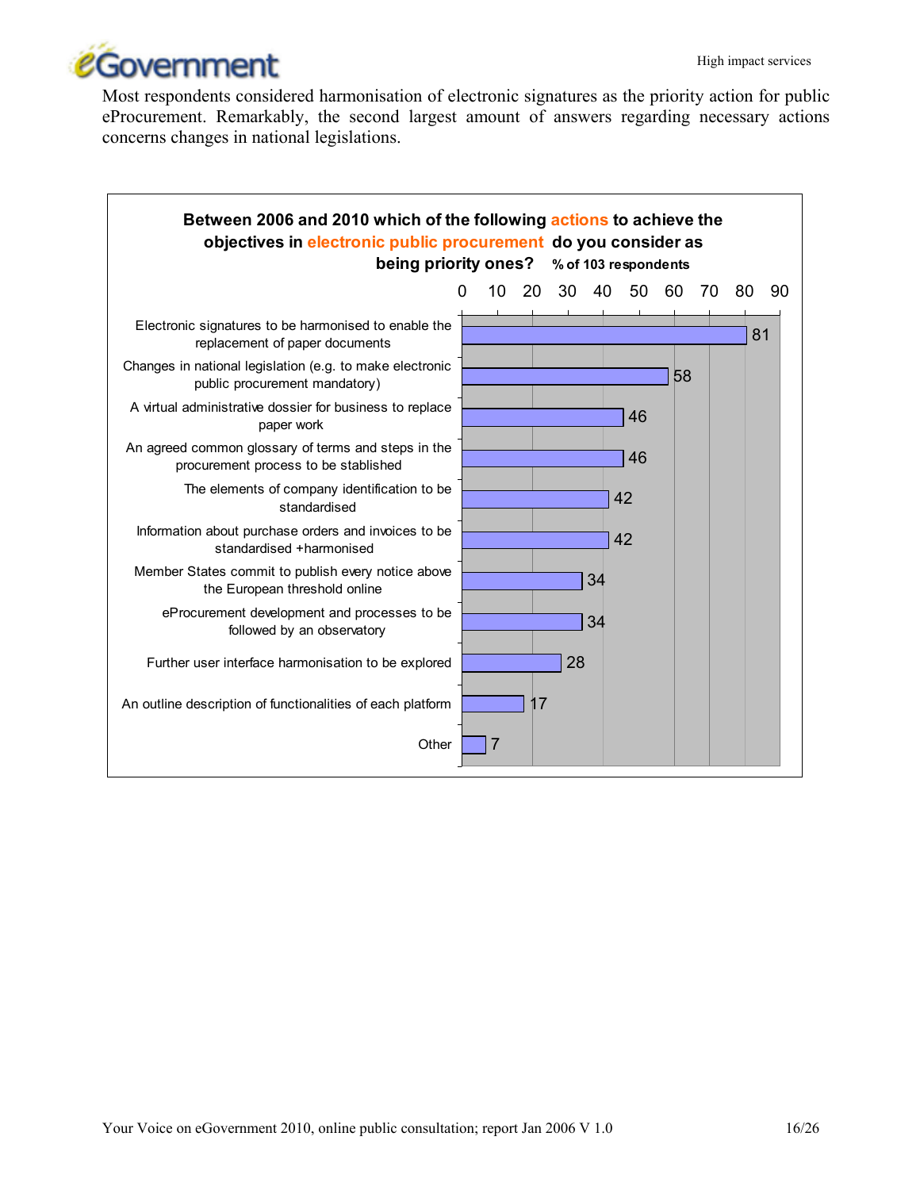Most respondents considered harmonisation of electronic signatures as the priority action for public eProcurement. Remarkably, the second largest amount of answers regarding necessary actions concerns changes in national legislations.

**Between 2006 and 2010 which of the following actions to achieve the objectives in electronic public procurement do you consider as being priority ones?** % of 103 respondents

| Action | % |
|---|---|
| Electronic signatures to be harmonised to enable the replacement of paper documents | 81 |
| Changes in national legislation (e.g. to make electronic public procurement mandatory) | 58 |
| A virtual administrative dossier for business to replace paper work | 46 |
| An agreed common glossary of terms and steps in the procurement process to be stablished | 46 |
| The elements of company identification to be standardised | 42 |
| Information about purchase orders and invoices to be standardised +harmonised | 42 |
| Member States commit to publish every notice above the European threshold online | 34 |
| eProcurement development and processes to be followed by an observatory | 34 |
| Further user interface harmonisation to be explored | 28 |
| An outline description of functionalities of each platform | 17 |
| Other | 7 |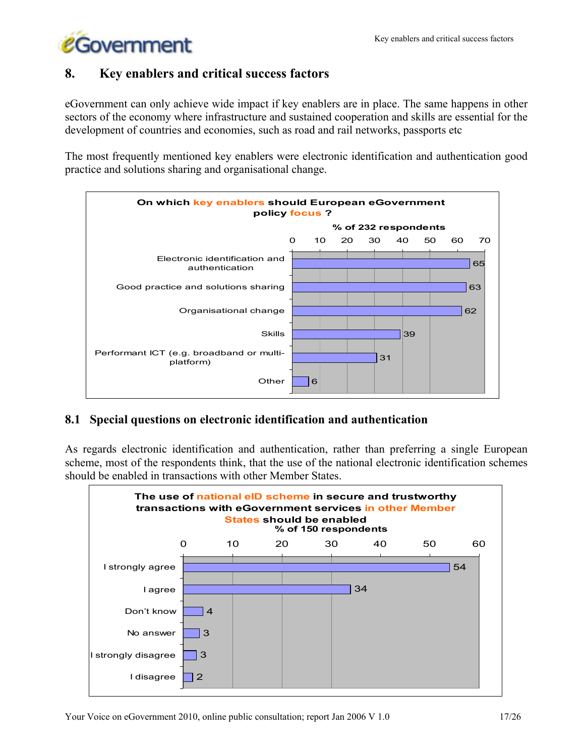## 8. Key enablers and critical success factors

eGovernment can only achieve wide impact if key enablers are in place. The same happens in other sectors of the economy where infrastructure and sustained cooperation and skills are essential for the development of countries and economies, such as road and rail networks, passports etc

The most frequently mentioned key enablers were electronic identification and authentication good practice and solutions sharing and organisational change.

**On which key enablers should European eGovernment policy focus ?**

% of 232 respondents

| Key enabler | % |
|---|---|
| Electronic identification and authentication | 65 |
| Good practice and solutions sharing | 63 |
| Organisational change | 62 |
| Skills | 39 |
| Performant ICT (e.g. broadband or multi-platform) | 31 |
| Other | 6 |

### 8.1 Special questions on electronic identification and authentication

As regards electronic identification and authentication, rather than preferring a single European scheme, most of the respondents think, that the use of the national electronic identification schemes should be enabled in transactions with other Member States.

**The use of national eID scheme in secure and trustworthy transactions with eGovernment services in other Member States should be enabled**

% of 150 respondents

| Answer | % |
|---|---|
| I strongly agree | 54 |
| I agree | 34 |
| Don't know | 4 |
| No answer | 3 |
| I strongly disagree | 3 |
| I disagree | 2 |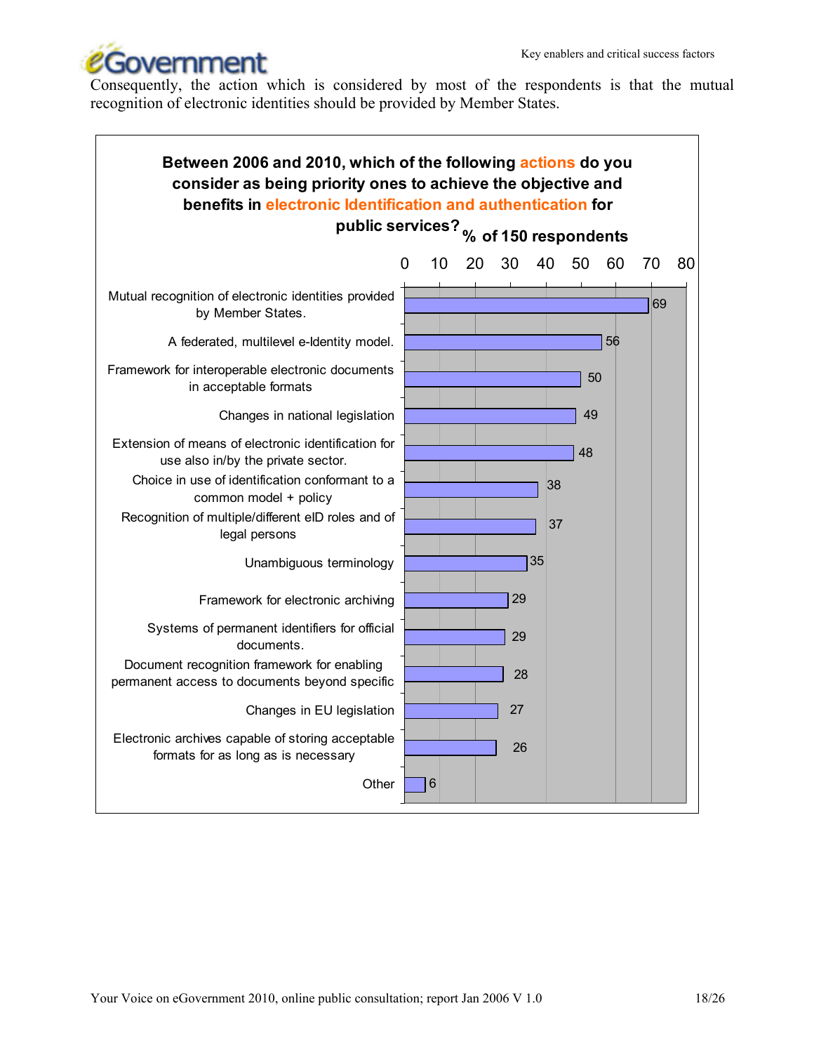Consequently, the action which is considered by most of the respondents is that the mutual recognition of electronic identities should be provided by Member States.

**Between 2006 and 2010, which of the following actions do you consider as being priority ones to achieve the objective and benefits in electronic Identification and authentication for public services?**

**% of 150 respondents**

| Action | % |
|---|---|
| Mutual recognition of electronic identities provided by Member States. | 69 |
| A federated, multilevel e-Identity model. | 56 |
| Framework for interoperable electronic documents in acceptable formats | 50 |
| Changes in national legislation | 49 |
| Extension of means of electronic identification for use also in/by the private sector. | 48 |
| Choice in use of identification conformant to a common model + policy | 38 |
| Recognition of multiple/different eID roles and of legal persons | 37 |
| Unambiguous terminology | 35 |
| Framework for electronic archiving | 29 |
| Systems of permanent identifiers for official documents. | 29 |
| Document recognition framework for enabling permanent access to documents beyond specific | 28 |
| Changes in EU legislation | 27 |
| Electronic archives capable of storing acceptable formats for as long as is necessary | 26 |
| Other | 6 |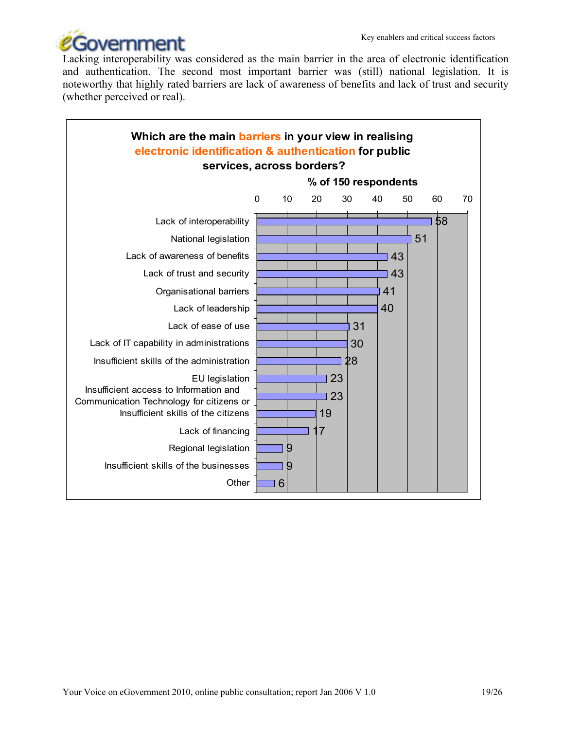Lacking interoperability was considered as the main barrier in the area of electronic identification and authentication. The second most important barrier was (still) national legislation. It is noteworthy that highly rated barriers are lack of awareness of benefits and lack of trust and security (whether perceived or real).

**Which are the main barriers in your view in realising electronic identification & authentication for public services, across borders?**

% of 150 respondents

| Barrier | % |
|---|---|
| Lack of interoperability | 58 |
| National legislation | 51 |
| Lack of awareness of benefits | 43 |
| Lack of trust and security | 43 |
| Organisational barriers | 41 |
| Lack of leadership | 40 |
| Lack of ease of use | 31 |
| Lack of IT capability in administrations | 30 |
| Insufficient skills of the administration | 28 |
| EU legislation | 23 |
| Insufficient access to Information and Communication Technology for citizens or | 23 |
| Insufficient skills of the citizens | 19 |
| Lack of financing | 17 |
| Regional legislation | 9 |
| Insufficient skills of the businesses | 9 |
| Other | 6 |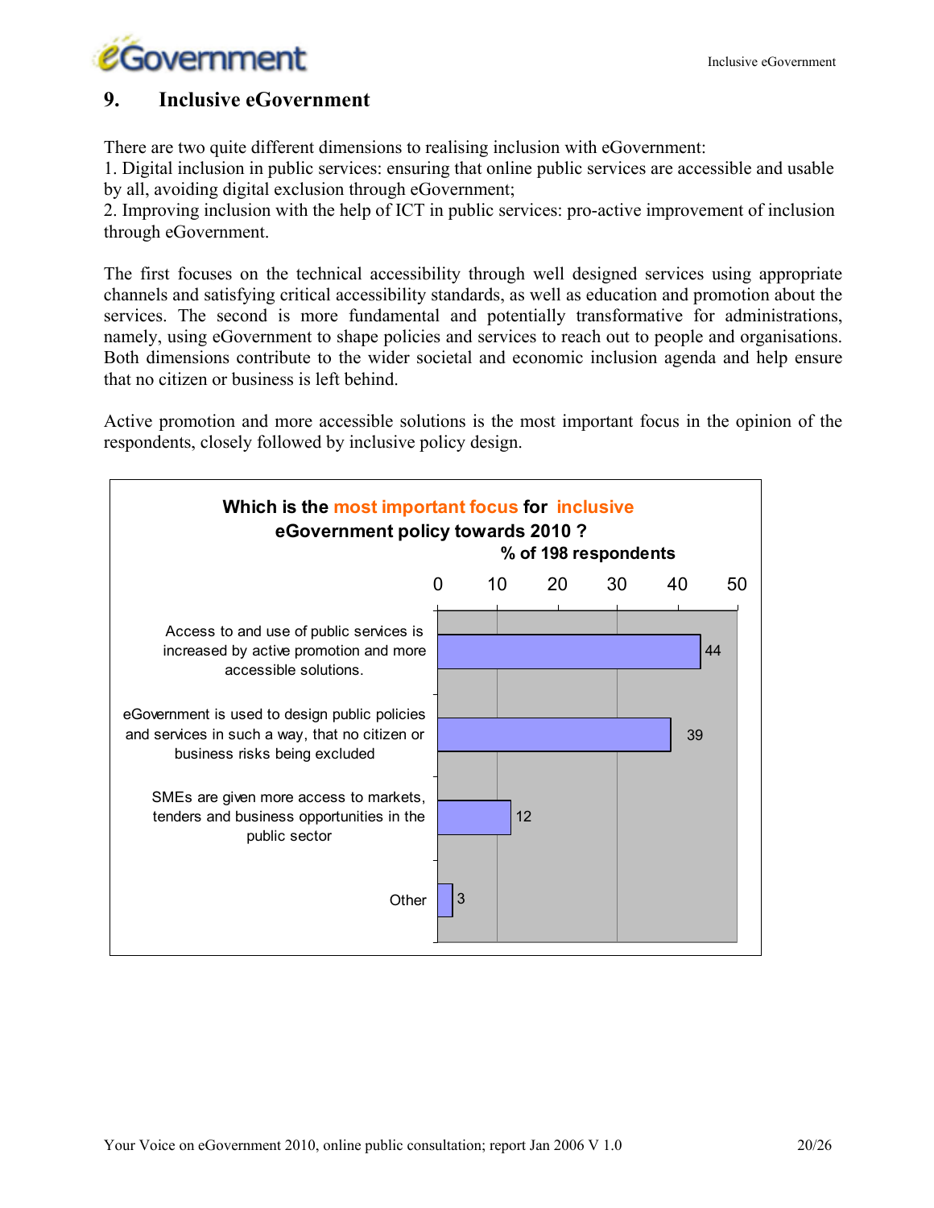## 9. Inclusive eGovernment

There are two quite different dimensions to realising inclusion with eGovernment:
1. Digital inclusion in public services: ensuring that online public services are accessible and usable by all, avoiding digital exclusion through eGovernment;
2. Improving inclusion with the help of ICT in public services: pro-active improvement of inclusion through eGovernment.

The first focuses on the technical accessibility through well designed services using appropriate channels and satisfying critical accessibility standards, as well as education and promotion about the services. The second is more fundamental and potentially transformative for administrations, namely, using eGovernment to shape policies and services to reach out to people and organisations. Both dimensions contribute to the wider societal and economic inclusion agenda and help ensure that no citizen or business is left behind.

Active promotion and more accessible solutions is the most important focus in the opinion of the respondents, closely followed by inclusive policy design.

**Which is the most important focus for inclusive eGovernment policy towards 2010 ?**

% of 198 respondents

| Focus | % |
|---|---|
| Access to and use of public services is increased by active promotion and more accessible solutions. | 44 |
| eGovernment is used to design public policies and services in such a way, that no citizen or business risks being excluded | 39 |
| SMEs are given more access to markets, tenders and business opportunities in the public sector | 12 |
| Other | 3 |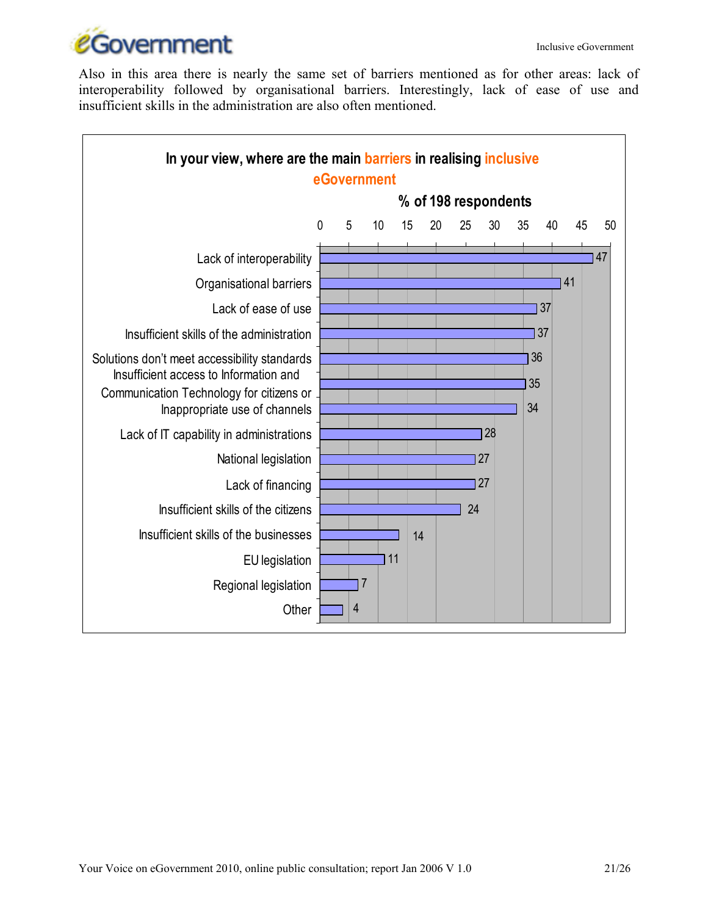Also in this area there is nearly the same set of barriers mentioned as for other areas: lack of interoperability followed by organisational barriers. Interestingly, lack of ease of use and insufficient skills in the administration are also often mentioned.

**In your view, where are the main barriers in realising inclusive eGovernment**

**% of 198 respondents**

| Barrier | % |
|---|---|
| Lack of interoperability | 47 |
| Organisational barriers | 41 |
| Lack of ease of use | 37 |
| Insufficient skills of the administration | 37 |
| Solutions don't meet accessibility standards | 36 |
| Insufficient access to Information and Communication Technology for citizens or | 35 |
| Inappropriate use of channels | 34 |
| Lack of IT capability in administrations | 28 |
| National legislation | 27 |
| Lack of financing | 27 |
| Insufficient skills of the citizens | 24 |
| Insufficient skills of the businesses | 14 |
| EU legislation | 11 |
| Regional legislation | 7 |
| Other | 4 |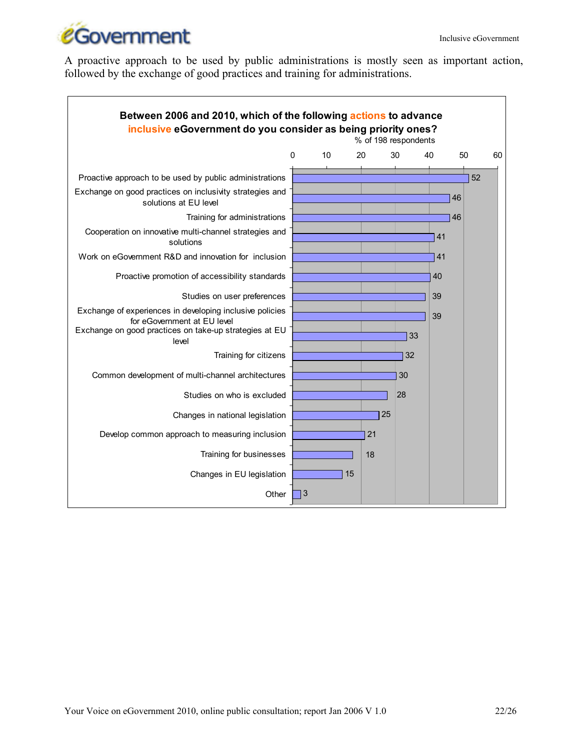A proactive approach to be used by public administrations is mostly seen as important action, followed by the exchange of good practices and training for administrations.

**Between 2006 and 2010, which of the following actions to advance inclusive eGovernment do you consider as being priority ones?**

% of 198 respondents

| Action | % |
|---|---|
| Proactive approach to be used by public administrations | 52 |
| Exchange on good practices on inclusivity strategies and solutions at EU level | 46 |
| Training for administrations | 46 |
| Cooperation on innovative multi-channel strategies and solutions | 41 |
| Work on eGovernment R&D and innovation for inclusion | 41 |
| Proactive promotion of accessibility standards | 40 |
| Studies on user preferences | 39 |
| Exchange of experiences in developing inclusive policies for eGovernment at EU level | 39 |
| Exchange on good practices on take-up strategies at EU level | 33 |
| Training for citizens | 32 |
| Common development of multi-channel architectures | 30 |
| Studies on who is excluded | 28 |
| Changes in national legislation | 25 |
| Develop common approach to measuring inclusion | 21 |
| Training for businesses | 18 |
| Changes in EU legislation | 15 |
| Other | 3 |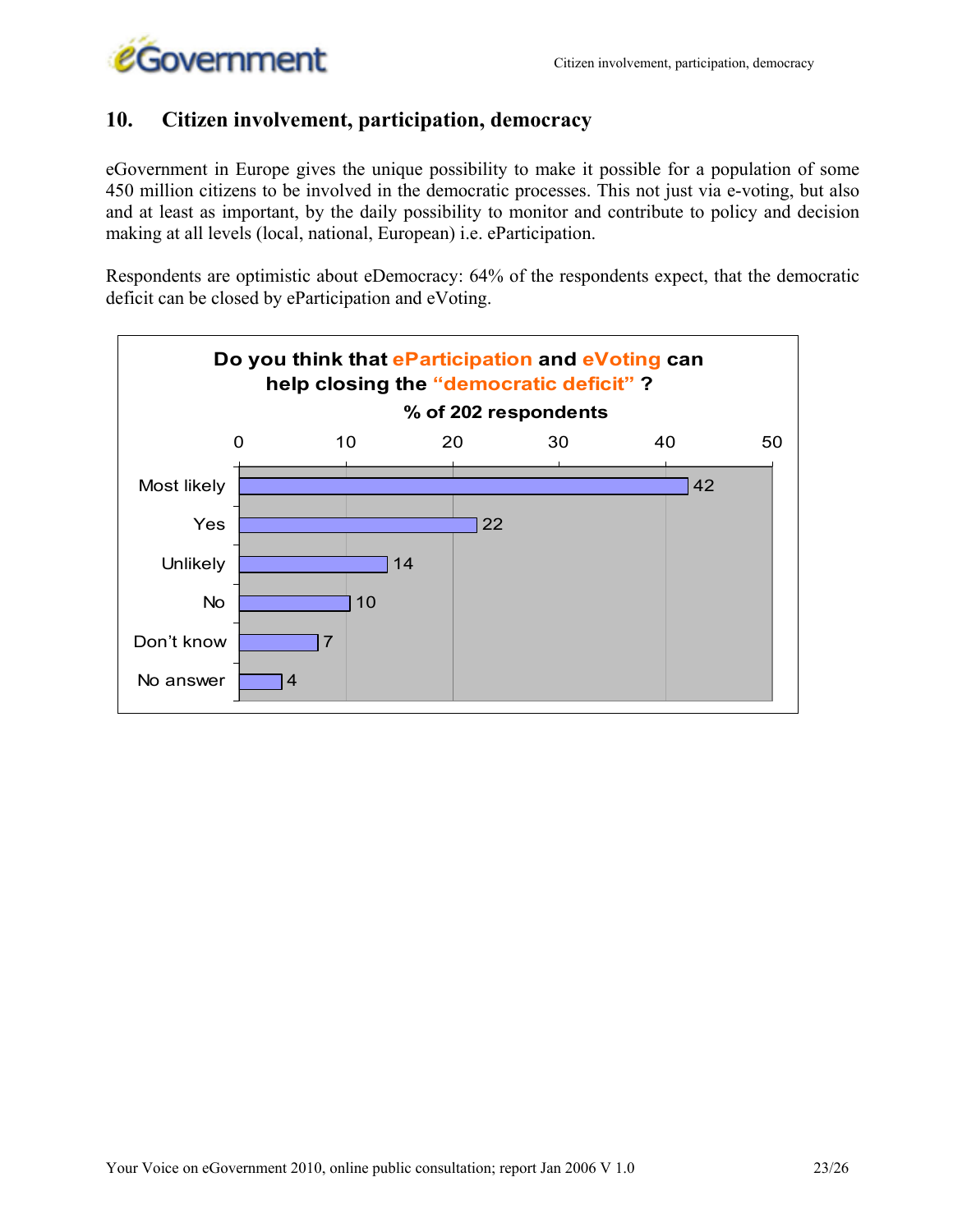## 10. Citizen involvement, participation, democracy

eGovernment in Europe gives the unique possibility to make it possible for a population of some 450 million citizens to be involved in the democratic processes. This not just via e-voting, but also and at least as important, by the daily possibility to monitor and contribute to policy and decision making at all levels (local, national, European) i.e. eParticipation.

Respondents are optimistic about eDemocracy: 64% of the respondents expect, that the democratic deficit can be closed by eParticipation and eVoting.

**Do you think that eParticipation and eVoting can help closing the "democratic deficit" ?**

% of 202 respondents

| Answer | % |
|---|---|
| Most likely | 42 |
| Yes | 22 |
| Unlikely | 14 |
| No | 10 |
| Don't know | 7 |
| No answer | 4 |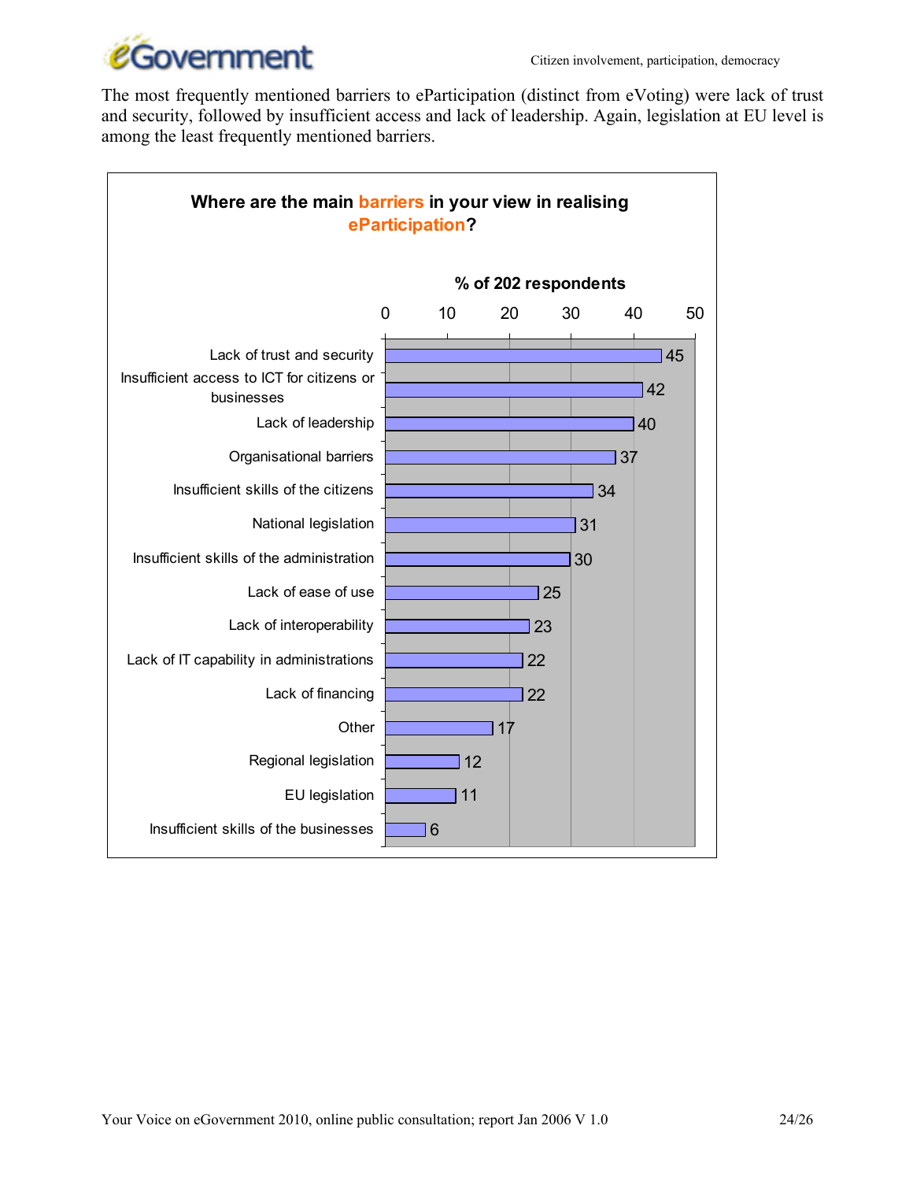The most frequently mentioned barriers to eParticipation (distinct from eVoting) were lack of trust and security, followed by insufficient access and lack of leadership. Again, legislation at EU level is among the least frequently mentioned barriers.

**Where are the main barriers in your view in realising eParticipation?**

| Barrier | % of 202 respondents |
| --- | --- |
| Lack of trust and security | 45 |
| Insufficient access to ICT for citizens or businesses | 42 |
| Lack of leadership | 40 |
| Organisational barriers | 37 |
| Insufficient skills of the citizens | 34 |
| National legislation | 31 |
| Insufficient skills of the administration | 30 |
| Lack of ease of use | 25 |
| Lack of interoperability | 23 |
| Lack of IT capability in administrations | 22 |
| Lack of financing | 22 |
| Other | 17 |
| Regional legislation | 12 |
| EU legislation | 11 |
| Insufficient skills of the businesses | 6 |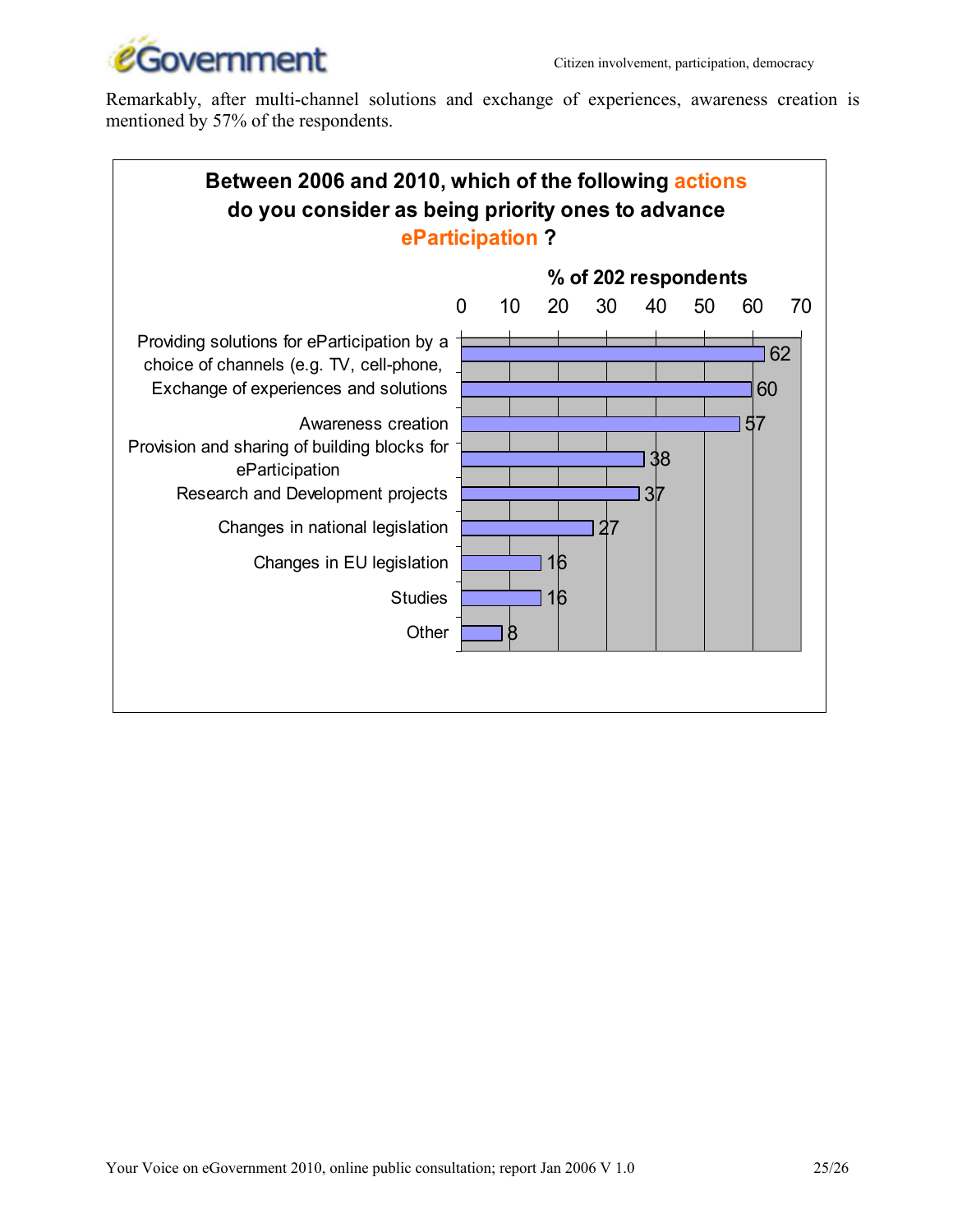Remarkably, after multi-channel solutions and exchange of experiences, awareness creation is mentioned by 57% of the respondents.

**Between 2006 and 2010, which of the following actions do you consider as being priority ones to advance eParticipation ?**

% of 202 respondents

| Action | % |
| --- | --- |
| Providing solutions for eParticipation by a choice of channels (e.g. TV, cell-phone, | 62 |
| Exchange of experiences and solutions | 60 |
| Awareness creation | 57 |
| Provision and sharing of building blocks for eParticipation | 38 |
| Research and Development projects | 37 |
| Changes in national legislation | 27 |
| Changes in EU legislation | 16 |
| Studies | 16 |
| Other | 8 |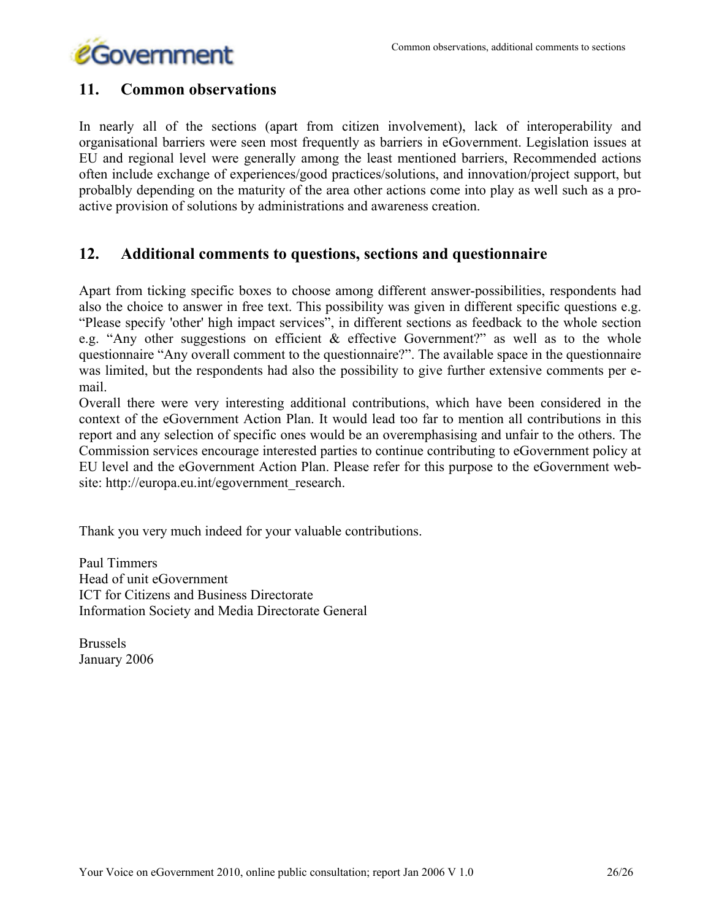## 11. Common observations

In nearly all of the sections (apart from citizen involvement), lack of interoperability and organisational barriers were seen most frequently as barriers in eGovernment. Legislation issues at EU and regional level were generally among the least mentioned barriers, Recommended actions often include exchange of experiences/good practices/solutions, and innovation/project support, but probalbly depending on the maturity of the area other actions come into play as well such as a pro-active provision of solutions by administrations and awareness creation.

## 12. Additional comments to questions, sections and questionnaire

Apart from ticking specific boxes to choose among different answer-possibilities, respondents had also the choice to answer in free text. This possibility was given in different specific questions e.g. “Please specify 'other' high impact services”, in different sections as feedback to the whole section e.g. “Any other suggestions on efficient & effective Government?” as well as to the whole questionnaire “Any overall comment to the questionnaire?”. The available space in the questionnaire was limited, but the respondents had also the possibility to give further extensive comments per e-mail.

Overall there were very interesting additional contributions, which have been considered in the context of the eGovernment Action Plan. It would lead too far to mention all contributions in this report and any selection of specific ones would be an overemphasising and unfair to the others. The Commission services encourage interested parties to continue contributing to eGovernment policy at EU level and the eGovernment Action Plan. Please refer for this purpose to the eGovernment web-site: http://europa.eu.int/egovernment_research.

Thank you very much indeed for your valuable contributions.

Paul Timmers
Head of unit eGovernment
ICT for Citizens and Business Directorate
Information Society and Media Directorate General

Brussels
January 2006